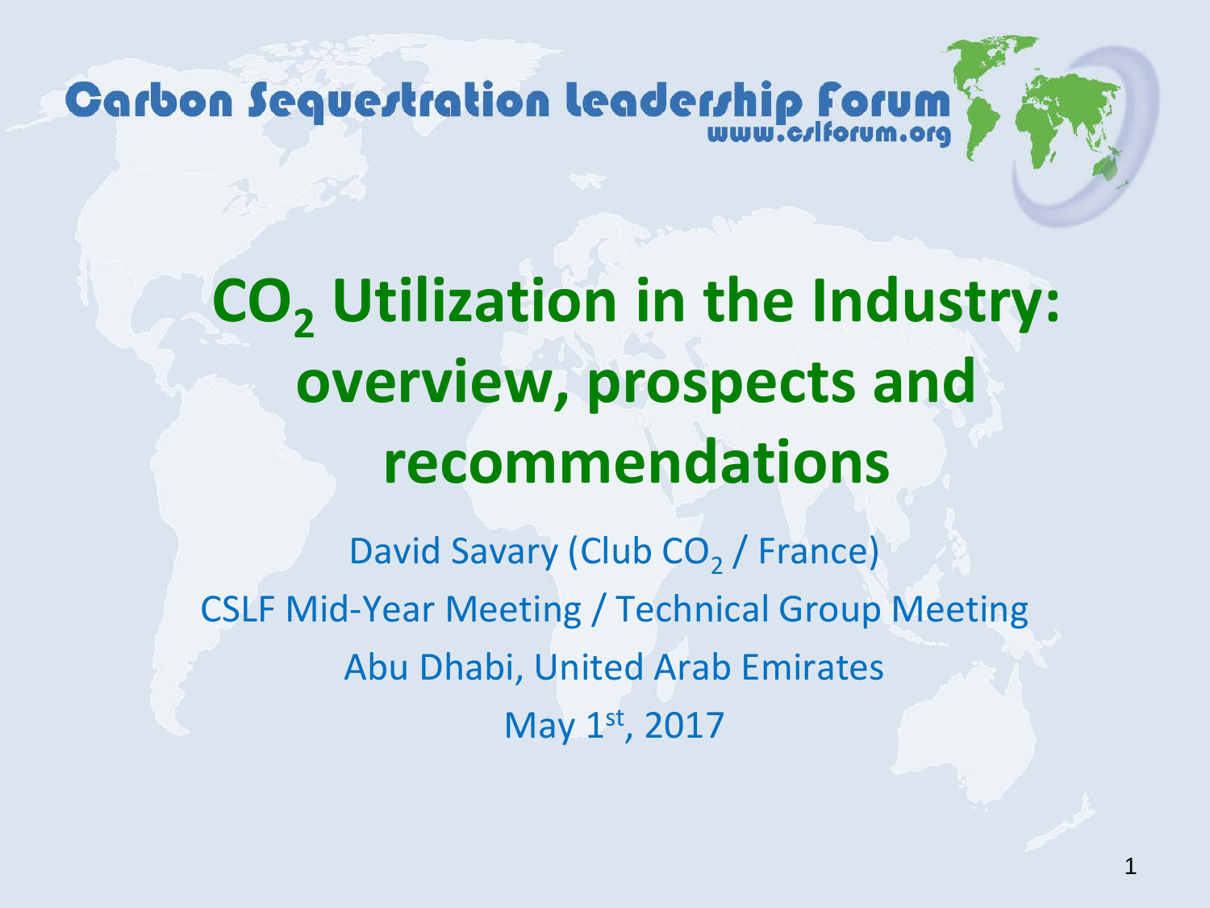Carbon Sequestration Leadership Forum
www.cslforum.org

# $CO_2$ Utilization in the Industry: overview, prospects and recommendations

David Savary (Club $CO_2$ / France)

CSLF Mid-Year Meeting / Technical Group Meeting

Abu Dhabi, United Arab Emirates

May 1st, 2017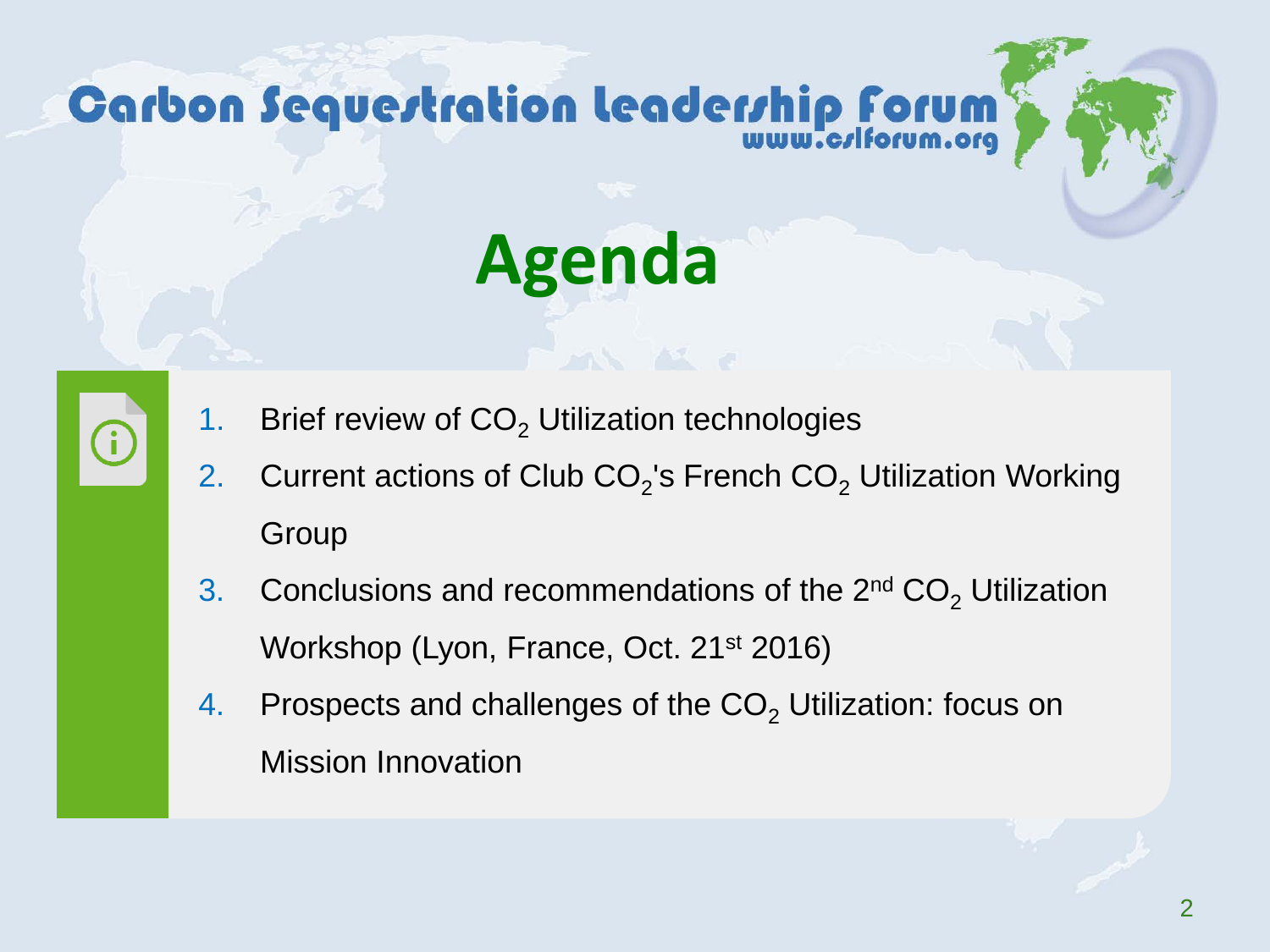# Agenda

1. Brief review of $CO_2$ Utilization technologies
2. Current actions of Club $CO_2$'s French $CO_2$ Utilization Working Group
3. Conclusions and recommendations of the 2nd $CO_2$ Utilization Workshop (Lyon, France, Oct. 21st 2016)
4. Prospects and challenges of the $CO_2$ Utilization: focus on Mission Innovation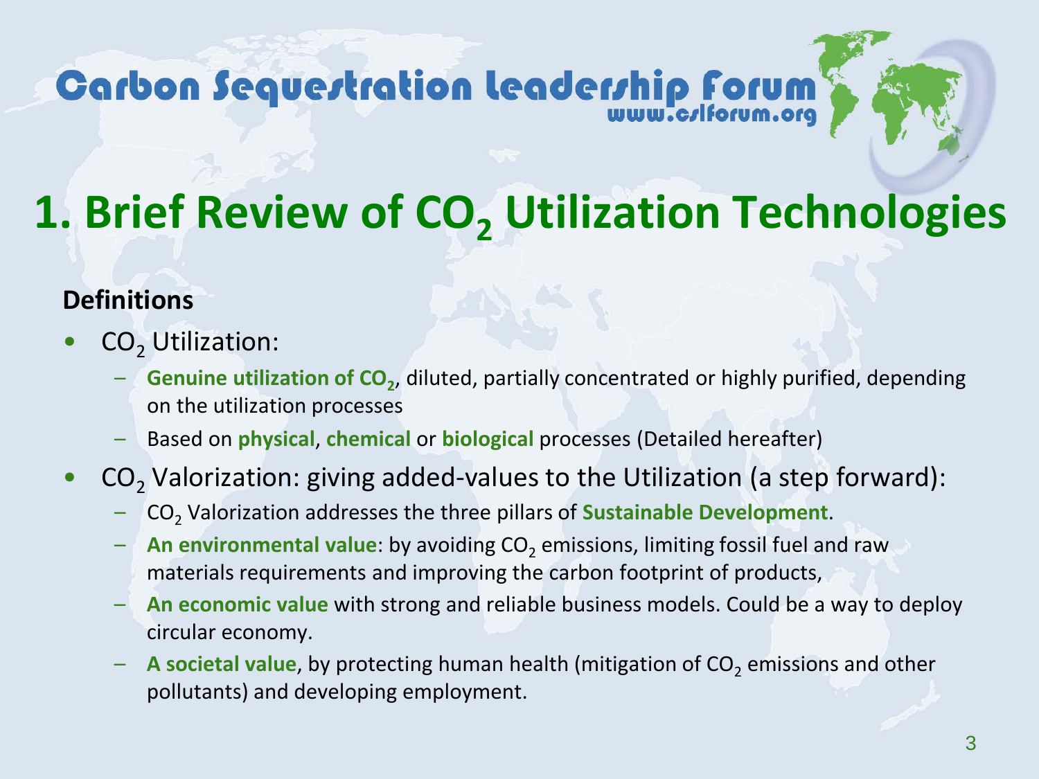# 1. Brief Review of $CO_2$ Utilization Technologies

**Definitions**

- $CO_2$ Utilization:
  - **Genuine utilization of $CO_2$**, diluted, partially concentrated or highly purified, depending on the utilization processes
  - Based on **physical**, **chemical** or **biological** processes (Detailed hereafter)
- $CO_2$ Valorization: giving added-values to the Utilization (a step forward):
  - $CO_2$ Valorization addresses the three pillars of **Sustainable Development**.
  - **An environmental value**: by avoiding $CO_2$ emissions, limiting fossil fuel and raw materials requirements and improving the carbon footprint of products,
  - **An economic value** with strong and reliable business models. Could be a way to deploy circular economy.
  - **A societal value**, by protecting human health (mitigation of $CO_2$ emissions and other pollutants) and developing employment.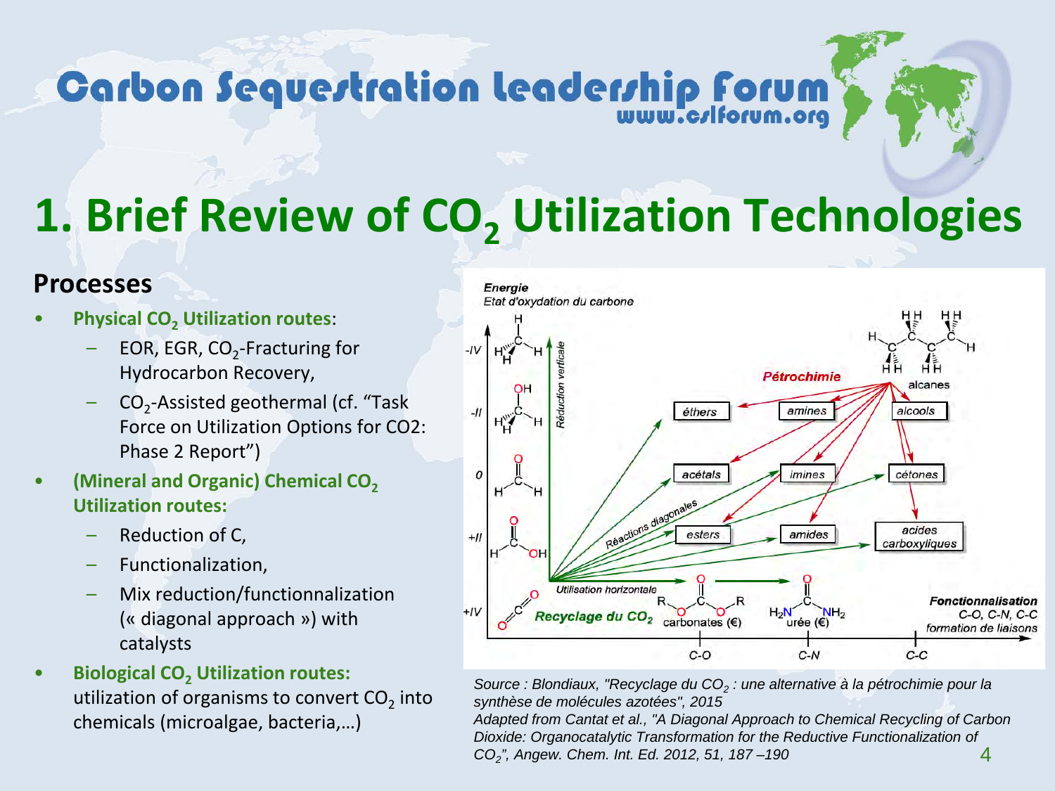# 1. Brief Review of $CO_2$ Utilization Technologies

## Processes

- **Physical $CO_2$ Utilization routes**:
  - EOR, EGR, $CO_2$-Fracturing for Hydrocarbon Recovery,
  - $CO_2$-Assisted geothermal (cf. "Task Force on Utilization Options for CO2: Phase 2 Report")
- **(Mineral and Organic) Chemical $CO_2$ Utilization routes:**
  - Reduction of C,
  - Functionalization,
  - Mix reduction/functionnalization (« diagonal approach ») with catalysts
- **Biological $CO_2$ Utilization routes:** utilization of organisms to convert $CO_2$ into chemicals (microalgae, bacteria,…)

*Source : Blondiaux, "Recyclage du $CO_2$ : une alternative à la pétrochimie pour la synthèse de molécules azotées", 2015*
*Adapted from Cantat et al., "A Diagonal Approach to Chemical Recycling of Carbon Dioxide: Organocatalytic Transformation for the Reductive Functionalization of $CO_2$", Angew. Chem. Int. Ed. 2012, 51, 187 –190*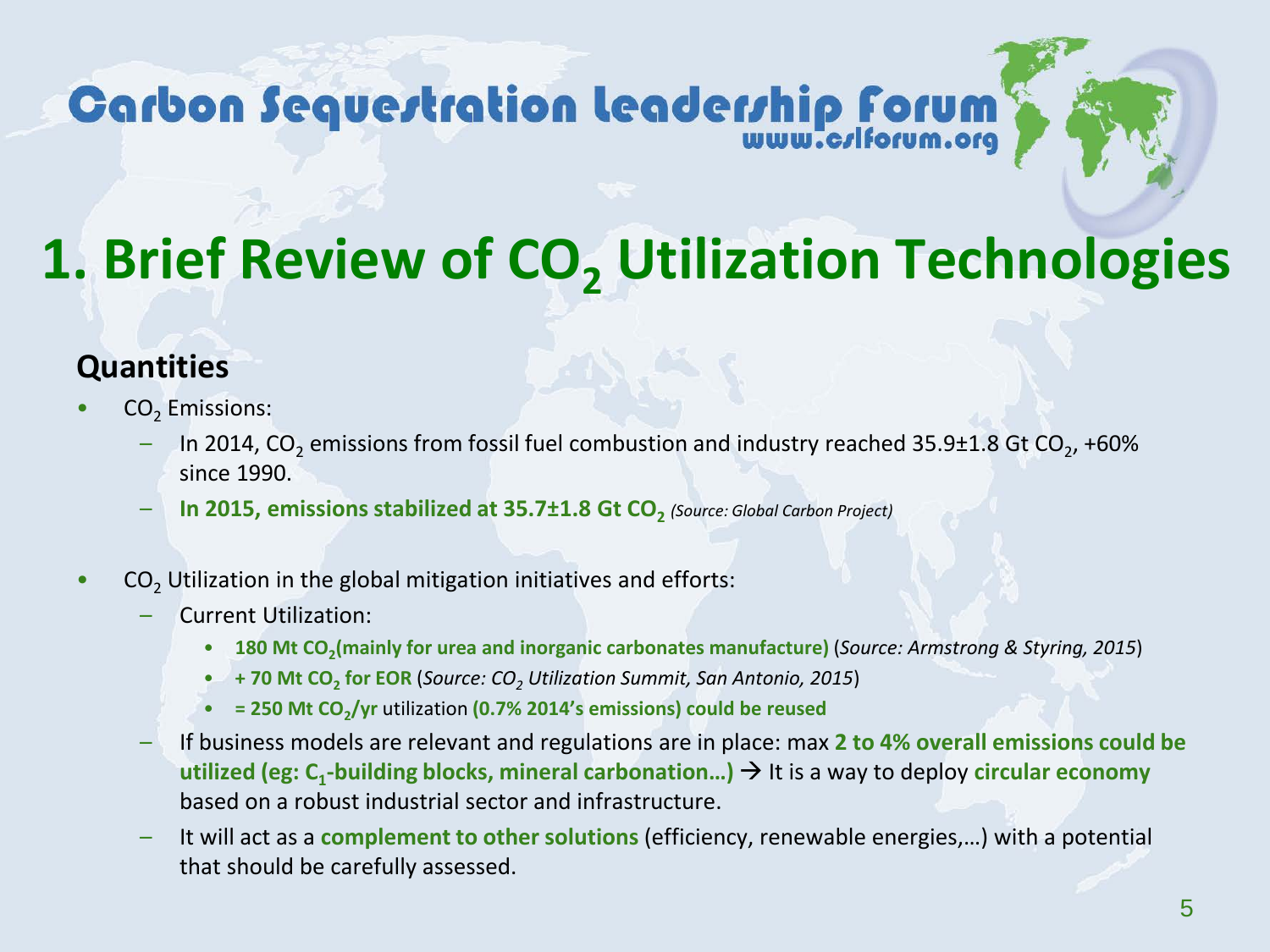# 1. Brief Review of $CO_2$ Utilization Technologies

## Quantities

- $CO_2$ Emissions:
  - In 2014, $CO_2$ emissions from fossil fuel combustion and industry reached 35.9±1.8 Gt $CO_2$, +60% since 1990.
  - **In 2015, emissions stabilized at 35.7±1.8 Gt $CO_2$** *(Source: Global Carbon Project)*

- $CO_2$ Utilization in the global mitigation initiatives and efforts:
  - Current Utilization:
    - **180 Mt $CO_2$(mainly for urea and inorganic carbonates manufacture)** (*Source: Armstrong & Styring, 2015*)
    - **+ 70 Mt $CO_2$ for EOR** (*Source: $CO_2$ Utilization Summit, San Antonio, 2015*)
    - **= 250 Mt $CO_2$/yr** utilization **(0.7% 2014's emissions) could be reused**
  - If business models are relevant and regulations are in place: max **2 to 4% overall emissions could be utilized (eg: $C_1$-building blocks, mineral carbonation…)** → It is a way to deploy **circular economy** based on a robust industrial sector and infrastructure.
  - It will act as a **complement to other solutions** (efficiency, renewable energies,…) with a potential that should be carefully assessed.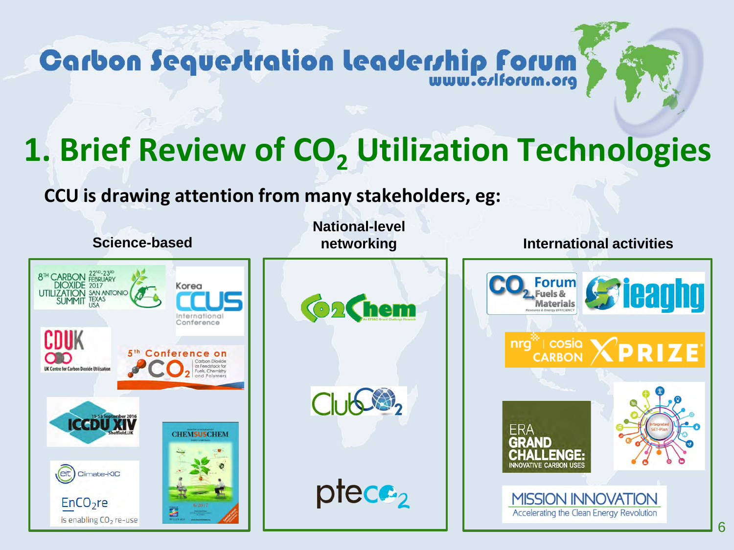# 1. Brief Review of $CO_2$ Utilization Technologies

**CCU is drawing attention from many stakeholders, eg:**

**Science-based**

- 8TH CARBON DIOXIDE UTILIZATION SUMMIT, 22ND–23RD FEBRUARY 2017, SAN ANTONIO TEXAS USA
- Korea CCUS International Conference
- CDUK – UK Centre for Carbon Dioxide Utilisation
- 5th Conference on $CO_2$ – Carbon Dioxide as Feedstock for Fuels, Chemistry and Polymers
- ICCDU XIV – 11-15 September 2016, Sheffield, UK
- ChemSusChem
- eit Climate-KIC – EnCO$_2$re is enabling $CO_2$ re-use

**National-level networking**

- CO2Chem – An EPSRC Grand Challenge Network
- Club $CO_2$
- ptec$O_2$

**International activities**

- $CO_2$ Forum – Fuels & Materials – Resource & Energy Efficiency
- ieaghg
- nrg | cosia CARBON XPRIZE
- ERA GRAND CHALLENGE: INNOVATIVE CARBON USES
- Integrated SET-Plan
- MISSION INNOVATION – Accelerating the Clean Energy Revolution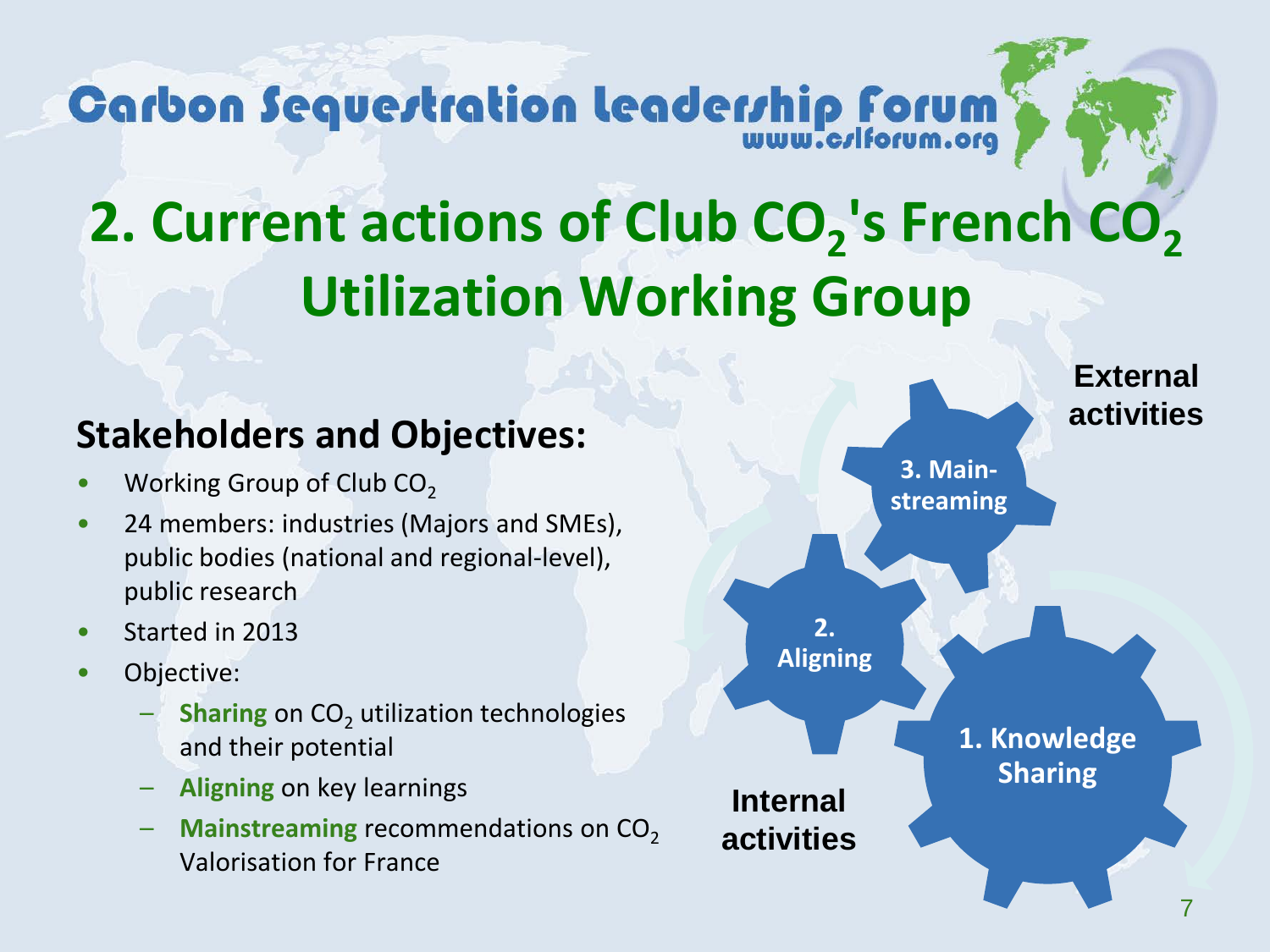# 2. Current actions of Club $CO_2$'s French $CO_2$ Utilization Working Group

## Stakeholders and Objectives:

- Working Group of Club $CO_2$
- 24 members: industries (Majors and SMEs), public bodies (national and regional-level), public research
- Started in 2013
- Objective:
  - **Sharing** on $CO_2$ utilization technologies and their potential
  - **Aligning** on key learnings
  - **Mainstreaming** recommendations on $CO_2$ Valorisation for France

**External activities**

3. Main-streaming

2. Aligning

1. Knowledge Sharing

**Internal activities**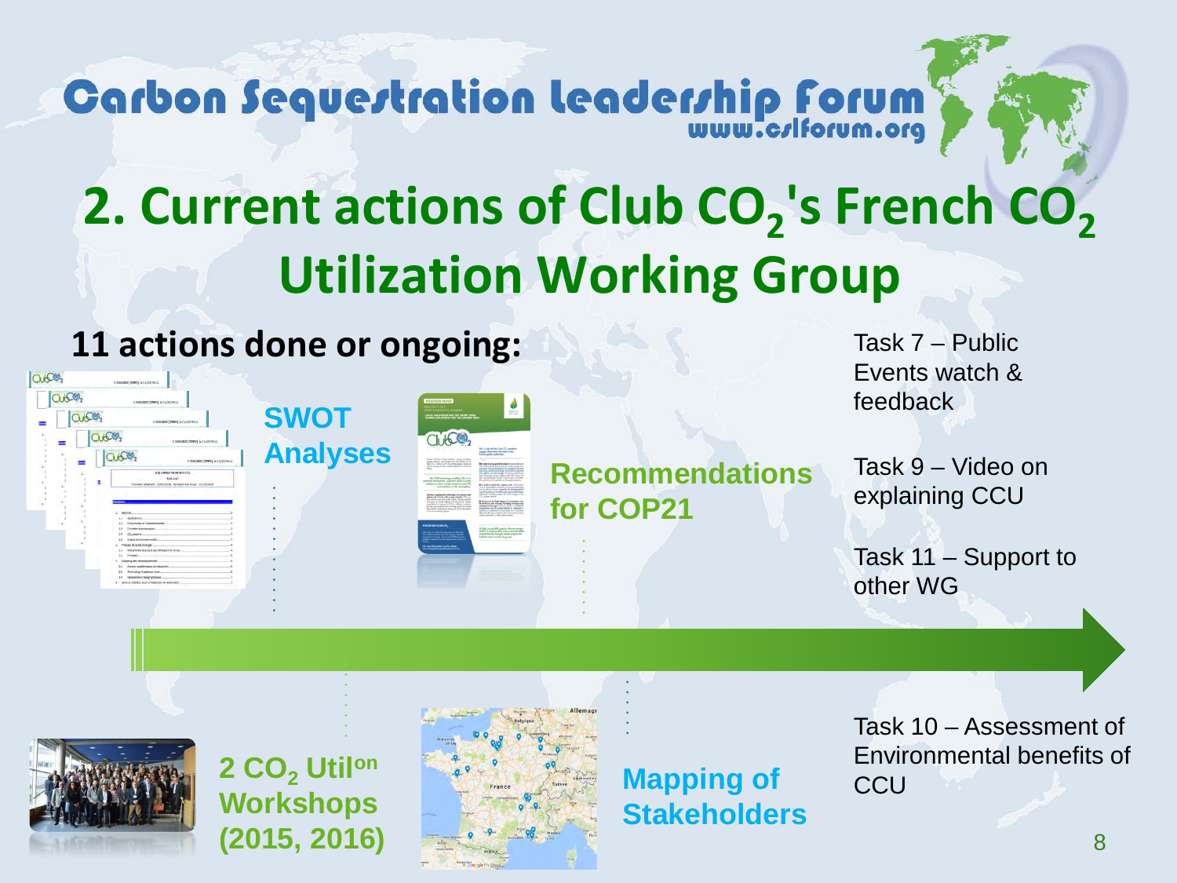# 2. Current actions of Club $CO_2$'s French $CO_2$ Utilization Working Group

**11 actions done or ongoing:**

SWOT Analyses

Recommendations for COP21

Task 7 – Public Events watch & feedback

Task 9 – Video on explaining CCU

Task 11 – Support to other WG

2 $CO_2$ Util[on] Workshops (2015, 2016)

Mapping of Stakeholders

Task 10 – Assessment of Environmental benefits of CCU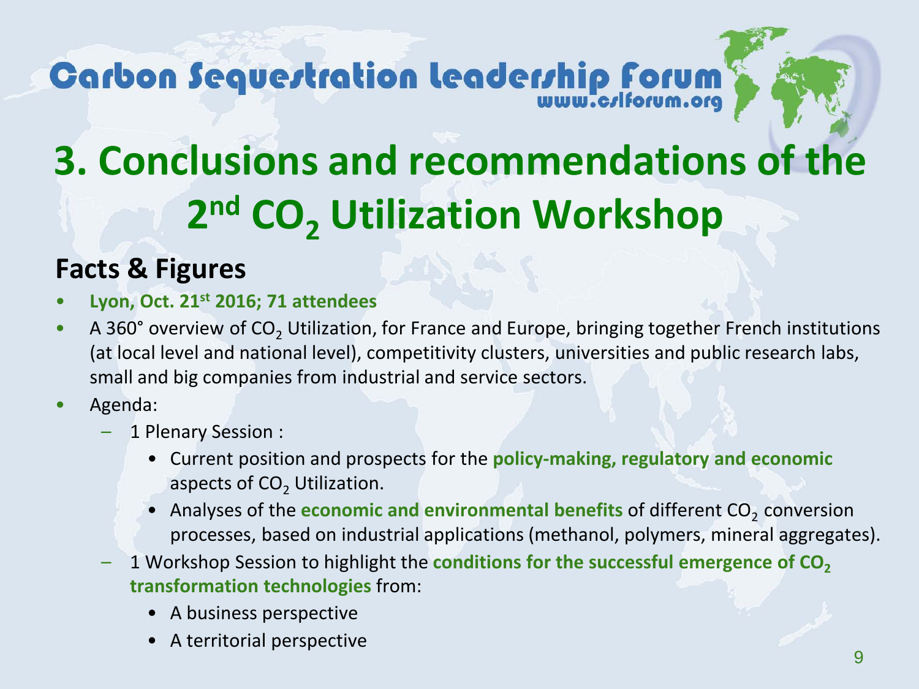# 3. Conclusions and recommendations of the 2nd $CO_2$ Utilization Workshop

## Facts & Figures

- **Lyon, Oct. 21st 2016; 71 attendees**
- A 360° overview of $CO_2$ Utilization, for France and Europe, bringing together French institutions (at local level and national level), competitivity clusters, universities and public research labs, small and big companies from industrial and service sectors.
- Agenda:
  - 1 Plenary Session :
    - Current position and prospects for the **policy-making, regulatory and economic** aspects of $CO_2$ Utilization.
    - Analyses of the **economic and environmental benefits** of different $CO_2$ conversion processes, based on industrial applications (methanol, polymers, mineral aggregates).
  - 1 Workshop Session to highlight the **conditions for the successful emergence of $CO_2$ transformation technologies** from:
    - A business perspective
    - A territorial perspective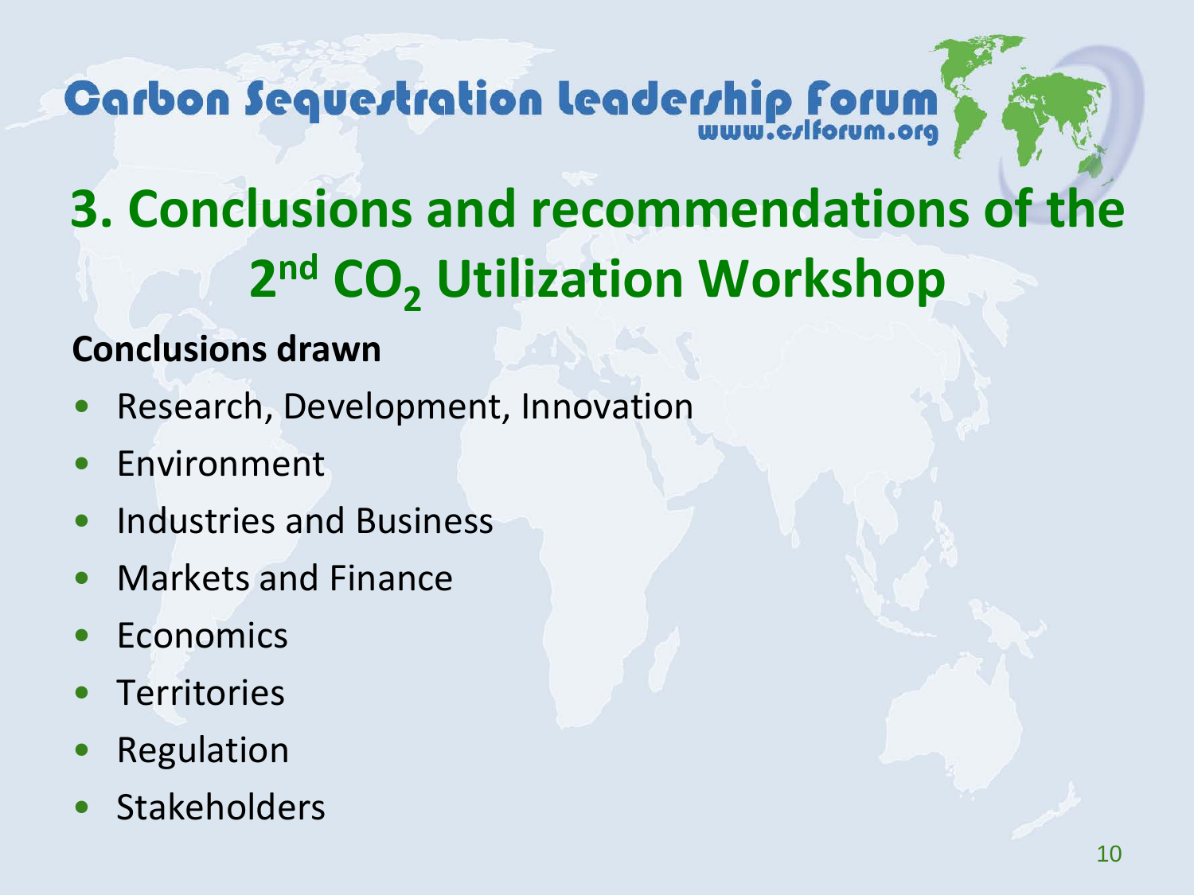# 3. Conclusions and recommendations of the 2nd $CO_2$ Utilization Workshop

**Conclusions drawn**

- Research, Development, Innovation
- Environment
- Industries and Business
- Markets and Finance
- Economics
- Territories
- Regulation
- Stakeholders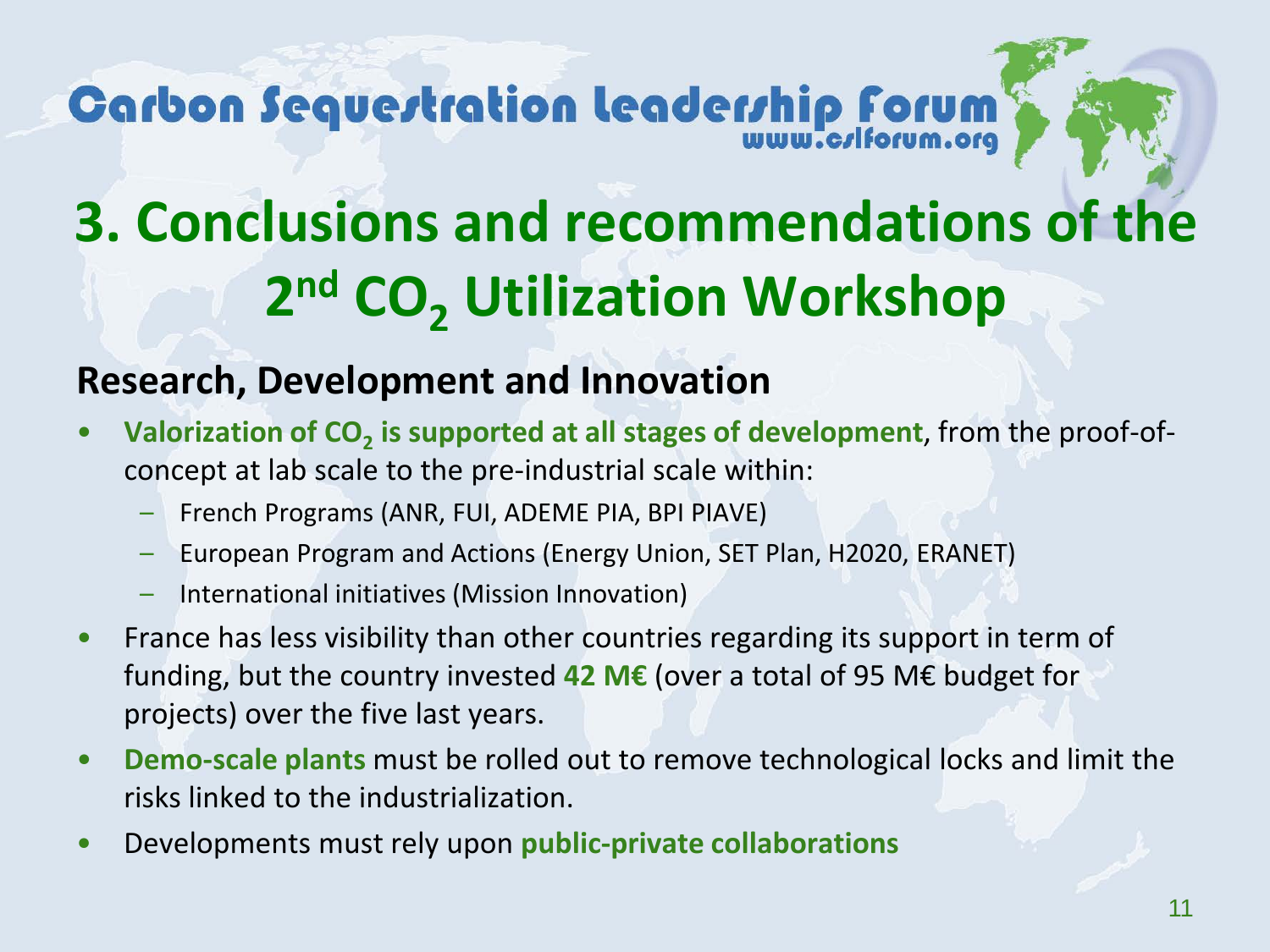# 3. Conclusions and recommendations of the 2nd $CO_2$ Utilization Workshop

## Research, Development and Innovation

- **Valorization of $CO_2$ is supported at all stages of development**, from the proof-of-concept at lab scale to the pre-industrial scale within:
  - French Programs (ANR, FUI, ADEME PIA, BPI PIAVE)
  - European Program and Actions (Energy Union, SET Plan, H2020, ERANET)
  - International initiatives (Mission Innovation)
- France has less visibility than other countries regarding its support in term of funding, but the country invested **42 M€** (over a total of 95 M€ budget for projects) over the five last years.
- **Demo-scale plants** must be rolled out to remove technological locks and limit the risks linked to the industrialization.
- Developments must rely upon **public-private collaborations**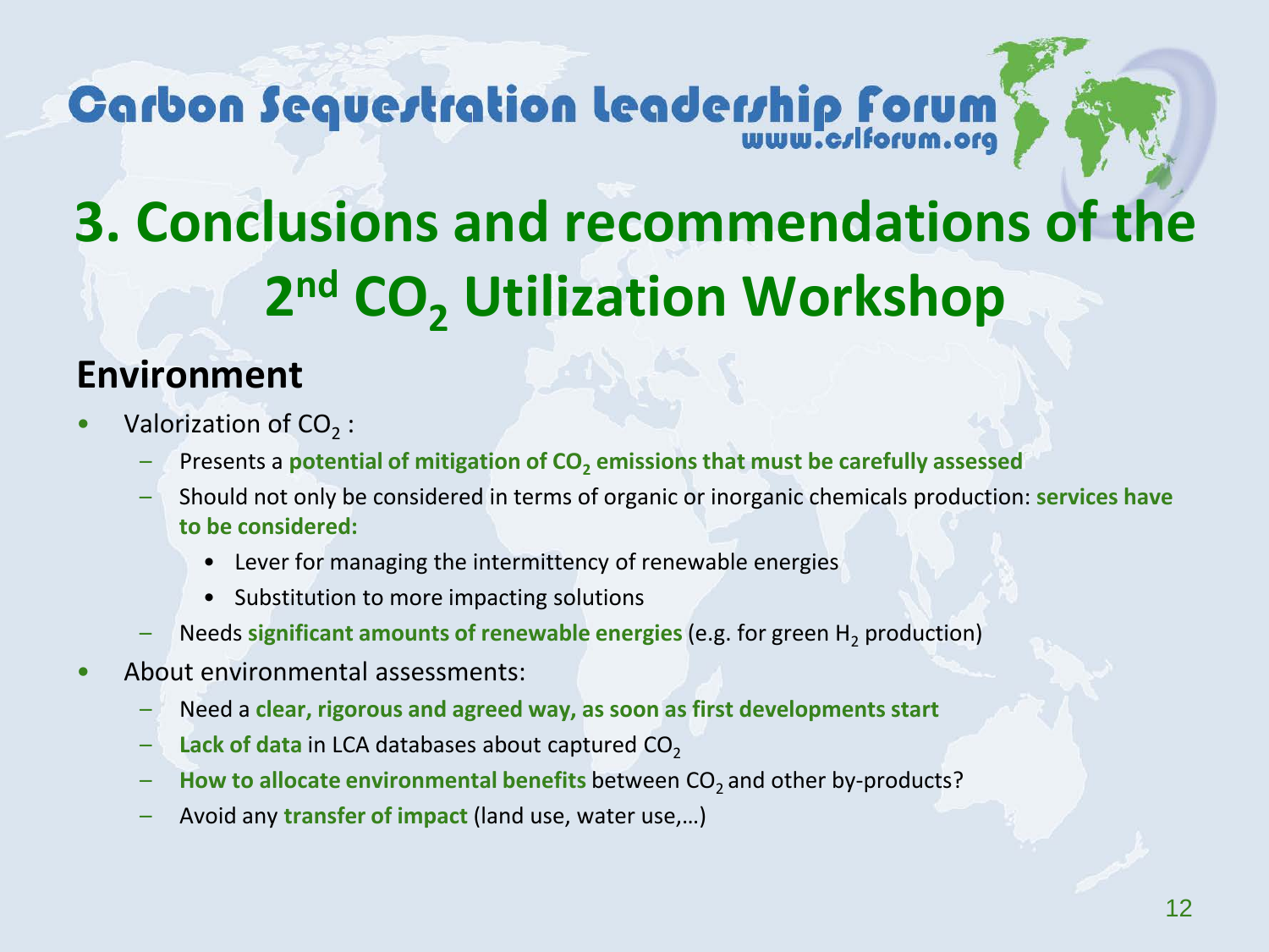# 3. Conclusions and recommendations of the 2nd $CO_2$ Utilization Workshop

## Environment

- Valorization of $CO_2$ :
  - Presents a **potential of mitigation of $CO_2$ emissions that must be carefully assessed**
  - Should not only be considered in terms of organic or inorganic chemicals production: **services have to be considered:**
    - Lever for managing the intermittency of renewable energies
    - Substitution to more impacting solutions
  - Needs **significant amounts of renewable energies** (e.g. for green $H_2$ production)
- About environmental assessments:
  - Need a **clear, rigorous and agreed way, as soon as first developments start**
  - **Lack of data** in LCA databases about captured $CO_2$
  - **How to allocate environmental benefits** between $CO_2$ and other by-products?
  - Avoid any **transfer of impact** (land use, water use,…)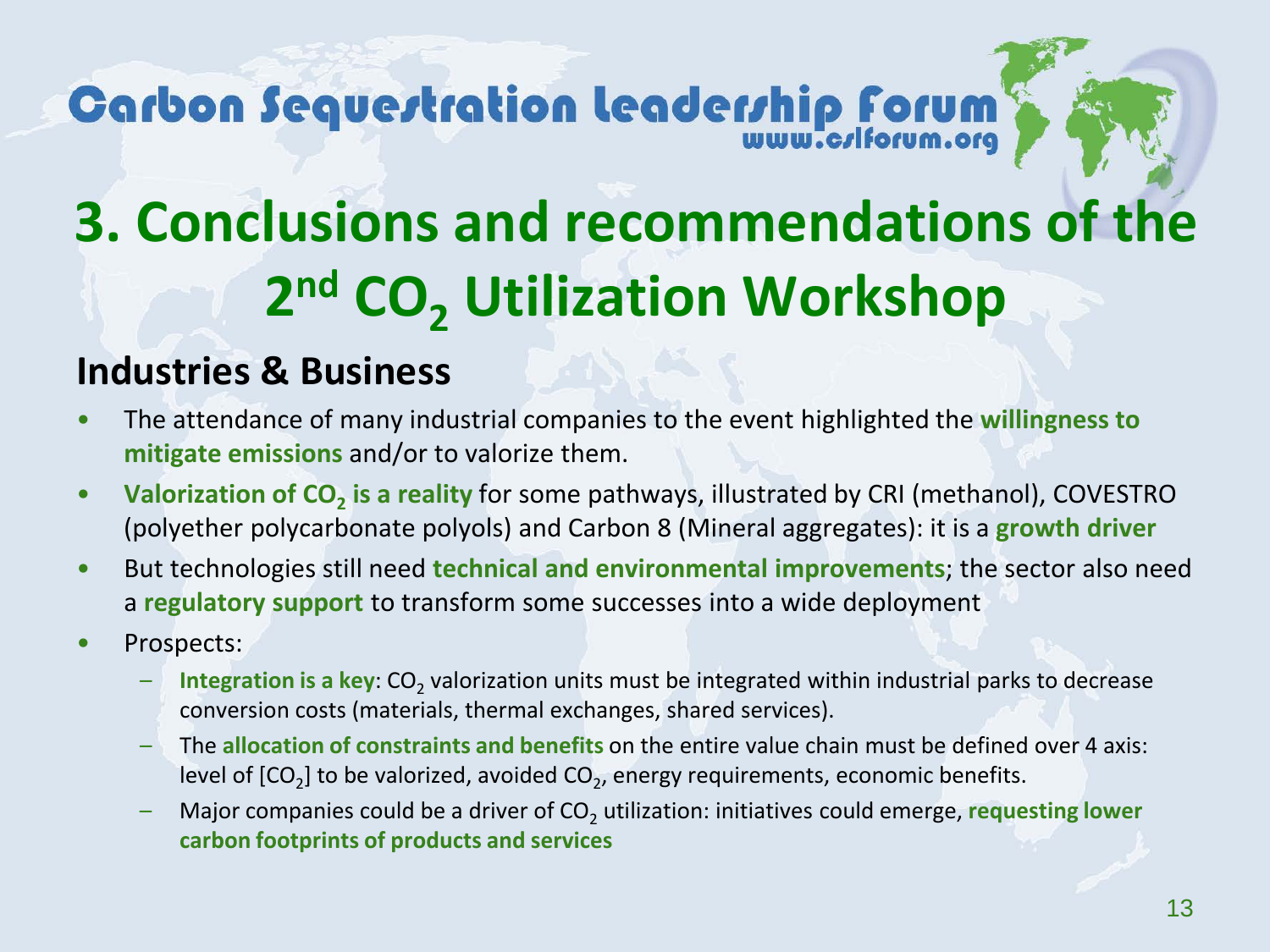# 3. Conclusions and recommendations of the 2nd $CO_2$ Utilization Workshop

## Industries & Business

- The attendance of many industrial companies to the event highlighted the **willingness to mitigate emissions** and/or to valorize them.
- **Valorization of $CO_2$ is a reality** for some pathways, illustrated by CRI (methanol), COVESTRO (polyether polycarbonate polyols) and Carbon 8 (Mineral aggregates): it is a **growth driver**
- But technologies still need **technical and environmental improvements**; the sector also need a **regulatory support** to transform some successes into a wide deployment
- Prospects:
  - **Integration is a key**: $CO_2$ valorization units must be integrated within industrial parks to decrease conversion costs (materials, thermal exchanges, shared services).
  - The **allocation of constraints and benefits** on the entire value chain must be defined over 4 axis: level of [$CO_2$] to be valorized, avoided $CO_2$, energy requirements, economic benefits.
  - Major companies could be a driver of $CO_2$ utilization: initiatives could emerge, **requesting lower carbon footprints of products and services**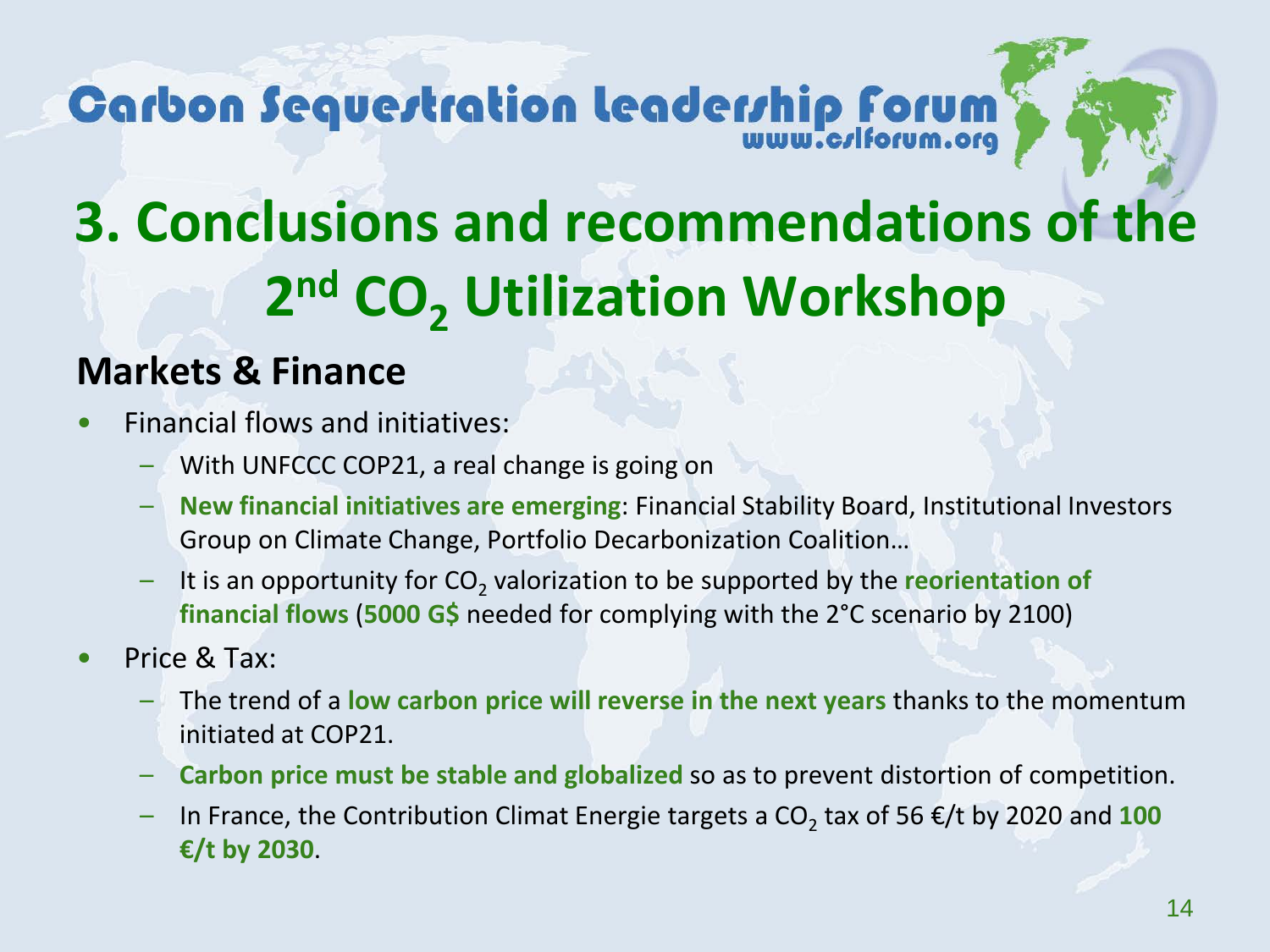# 3. Conclusions and recommendations of the 2nd $CO_2$ Utilization Workshop

## Markets & Finance

- Financial flows and initiatives:
  - With UNFCCC COP21, a real change is going on
  - **New financial initiatives are emerging**: Financial Stability Board, Institutional Investors Group on Climate Change, Portfolio Decarbonization Coalition…
  - It is an opportunity for $CO_2$ valorization to be supported by the **reorientation of financial flows** (**5000 G$** needed for complying with the 2°C scenario by 2100)
- Price & Tax:
  - The trend of a **low carbon price will reverse in the next years** thanks to the momentum initiated at COP21.
  - **Carbon price must be stable and globalized** so as to prevent distortion of competition.
  - In France, the Contribution Climat Energie targets a $CO_2$ tax of 56 €/t by 2020 and **100 €/t by 2030**.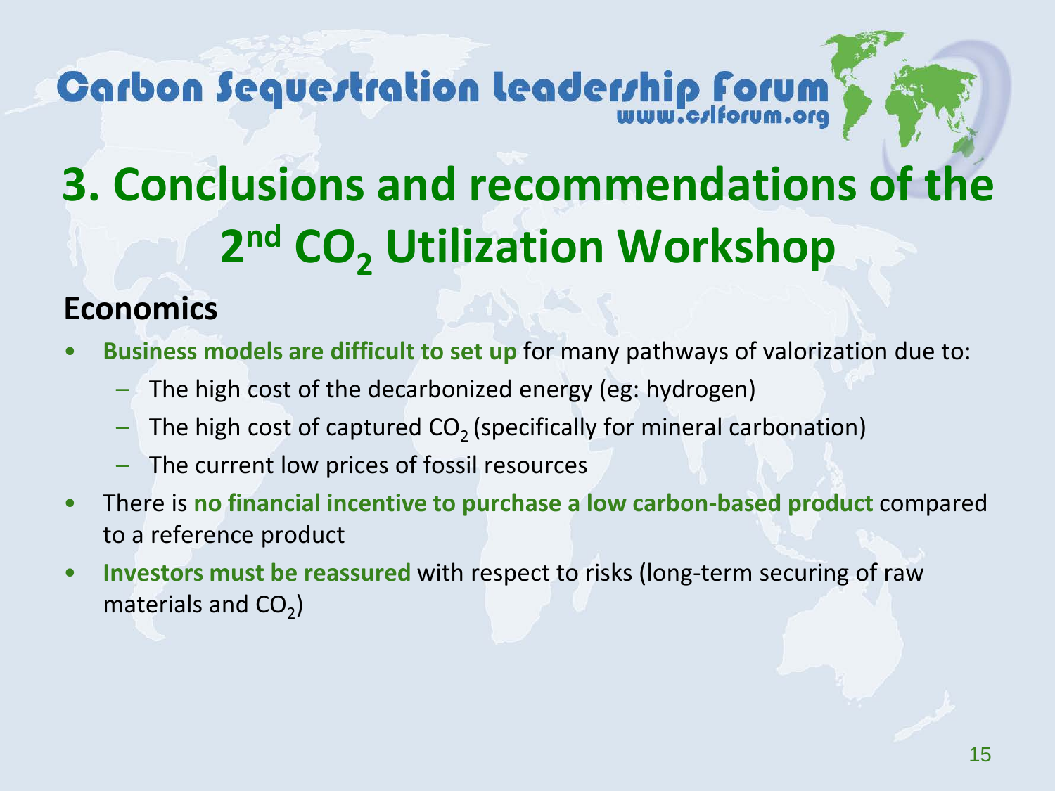# 3. Conclusions and recommendations of the 2nd $CO_2$ Utilization Workshop

## Economics

- **Business models are difficult to set up** for many pathways of valorization due to:
  - The high cost of the decarbonized energy (eg: hydrogen)
  - The high cost of captured $CO_2$ (specifically for mineral carbonation)
  - The current low prices of fossil resources
- There is **no financial incentive to purchase a low carbon-based product** compared to a reference product
- **Investors must be reassured** with respect to risks (long-term securing of raw materials and $CO_2$)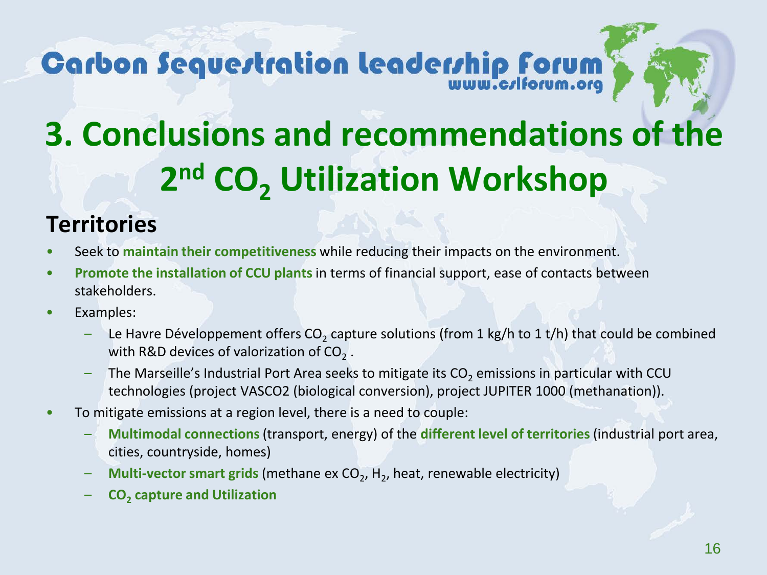# 3. Conclusions and recommendations of the 2nd $CO_2$ Utilization Workshop

## Territories

- Seek to **maintain their competitiveness** while reducing their impacts on the environment.
- **Promote the installation of CCU plants** in terms of financial support, ease of contacts between stakeholders.
- Examples:
  - Le Havre Développement offers $CO_2$ capture solutions (from 1 kg/h to 1 t/h) that could be combined with R&D devices of valorization of $CO_2$ .
  - The Marseille's Industrial Port Area seeks to mitigate its $CO_2$ emissions in particular with CCU technologies (project VASCO2 (biological conversion), project JUPITER 1000 (methanation)).
- To mitigate emissions at a region level, there is a need to couple:
  - **Multimodal connections** (transport, energy) of the **different level of territories** (industrial port area, cities, countryside, homes)
  - **Multi-vector smart grids** (methane ex $CO_2$, $H_2$, heat, renewable electricity)
  - **$CO_2$ capture and Utilization**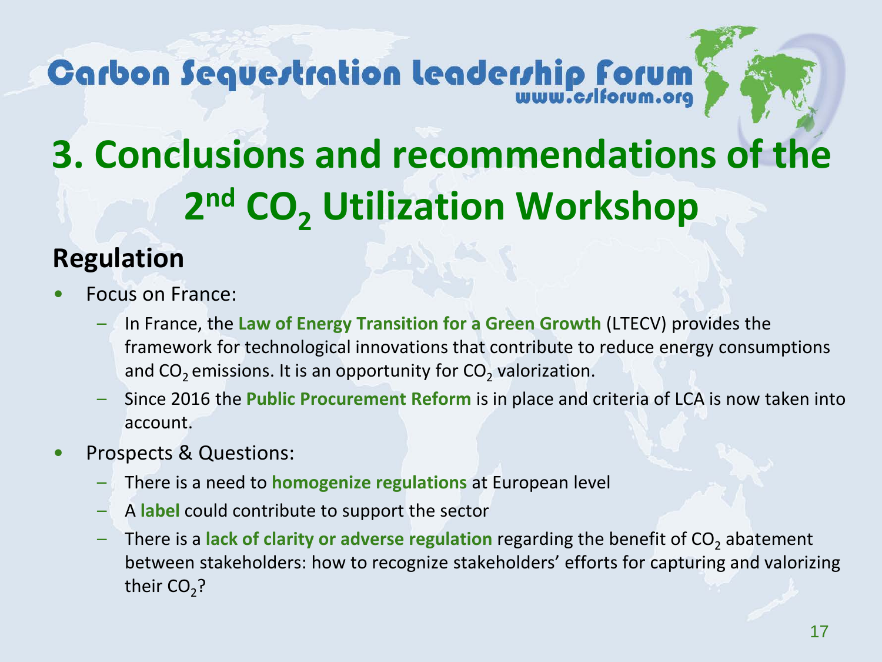# 3. Conclusions and recommendations of the 2nd $CO_2$ Utilization Workshop

## Regulation

- Focus on France:
  - In France, the **Law of Energy Transition for a Green Growth** (LTECV) provides the framework for technological innovations that contribute to reduce energy consumptions and $CO_2$ emissions. It is an opportunity for $CO_2$ valorization.
  - Since 2016 the **Public Procurement Reform** is in place and criteria of LCA is now taken into account.
- Prospects & Questions:
  - There is a need to **homogenize regulations** at European level
  - A **label** could contribute to support the sector
  - There is a **lack of clarity or adverse regulation** regarding the benefit of $CO_2$ abatement between stakeholders: how to recognize stakeholders' efforts for capturing and valorizing their $CO_2$?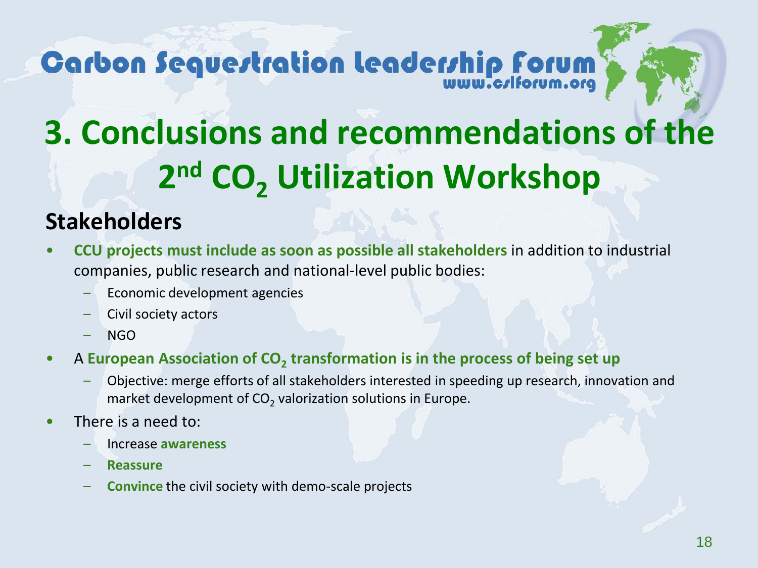# 3. Conclusions and recommendations of the 2nd $CO_2$ Utilization Workshop

## Stakeholders

- **CCU projects must include as soon as possible all stakeholders** in addition to industrial companies, public research and national-level public bodies:
  - Economic development agencies
  - Civil society actors
  - NGO
- A **European Association of $CO_2$ transformation is in the process of being set up**
  - Objective: merge efforts of all stakeholders interested in speeding up research, innovation and market development of $CO_2$ valorization solutions in Europe.
- There is a need to:
  - Increase **awareness**
  - **Reassure**
  - **Convince** the civil society with demo-scale projects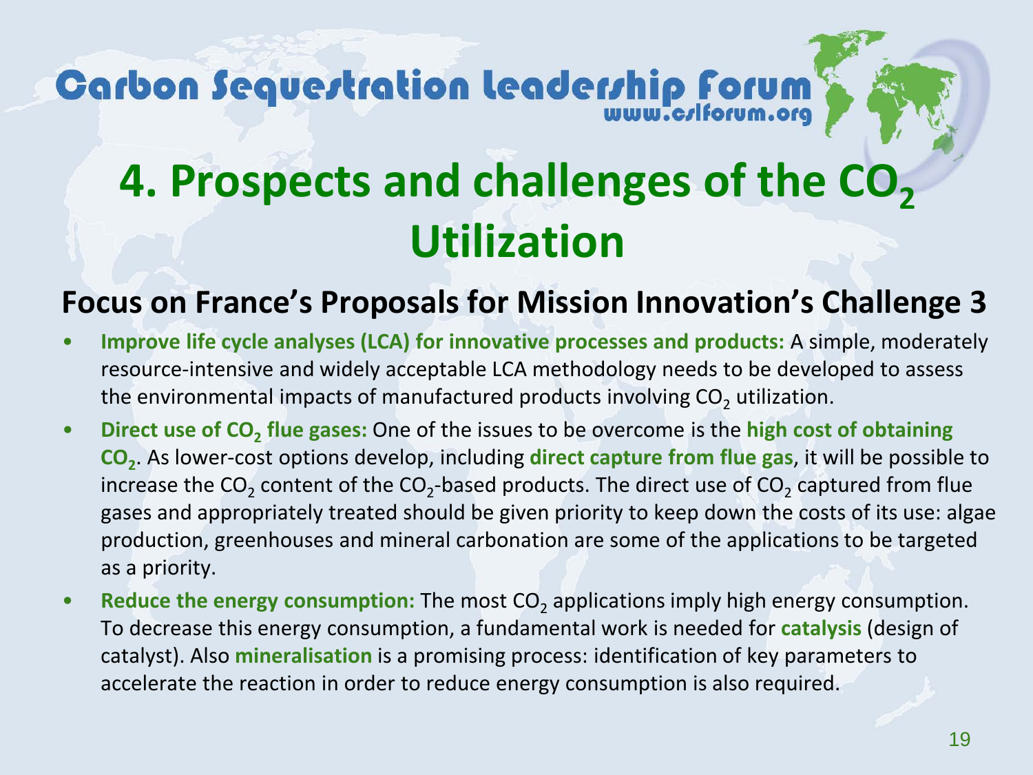# 4. Prospects and challenges of the $CO_2$ Utilization

## Focus on France's Proposals for Mission Innovation's Challenge 3

- **Improve life cycle analyses (LCA) for innovative processes and products:** A simple, moderately resource-intensive and widely acceptable LCA methodology needs to be developed to assess the environmental impacts of manufactured products involving $CO_2$ utilization.
- **Direct use of $CO_2$ flue gases:** One of the issues to be overcome is the **high cost of obtaining $CO_2$**. As lower-cost options develop, including **direct capture from flue gas**, it will be possible to increase the $CO_2$ content of the $CO_2$-based products. The direct use of $CO_2$ captured from flue gases and appropriately treated should be given priority to keep down the costs of its use: algae production, greenhouses and mineral carbonation are some of the applications to be targeted as a priority.
- **Reduce the energy consumption:** The most $CO_2$ applications imply high energy consumption. To decrease this energy consumption, a fundamental work is needed for **catalysis** (design of catalyst). Also **mineralisation** is a promising process: identification of key parameters to accelerate the reaction in order to reduce energy consumption is also required.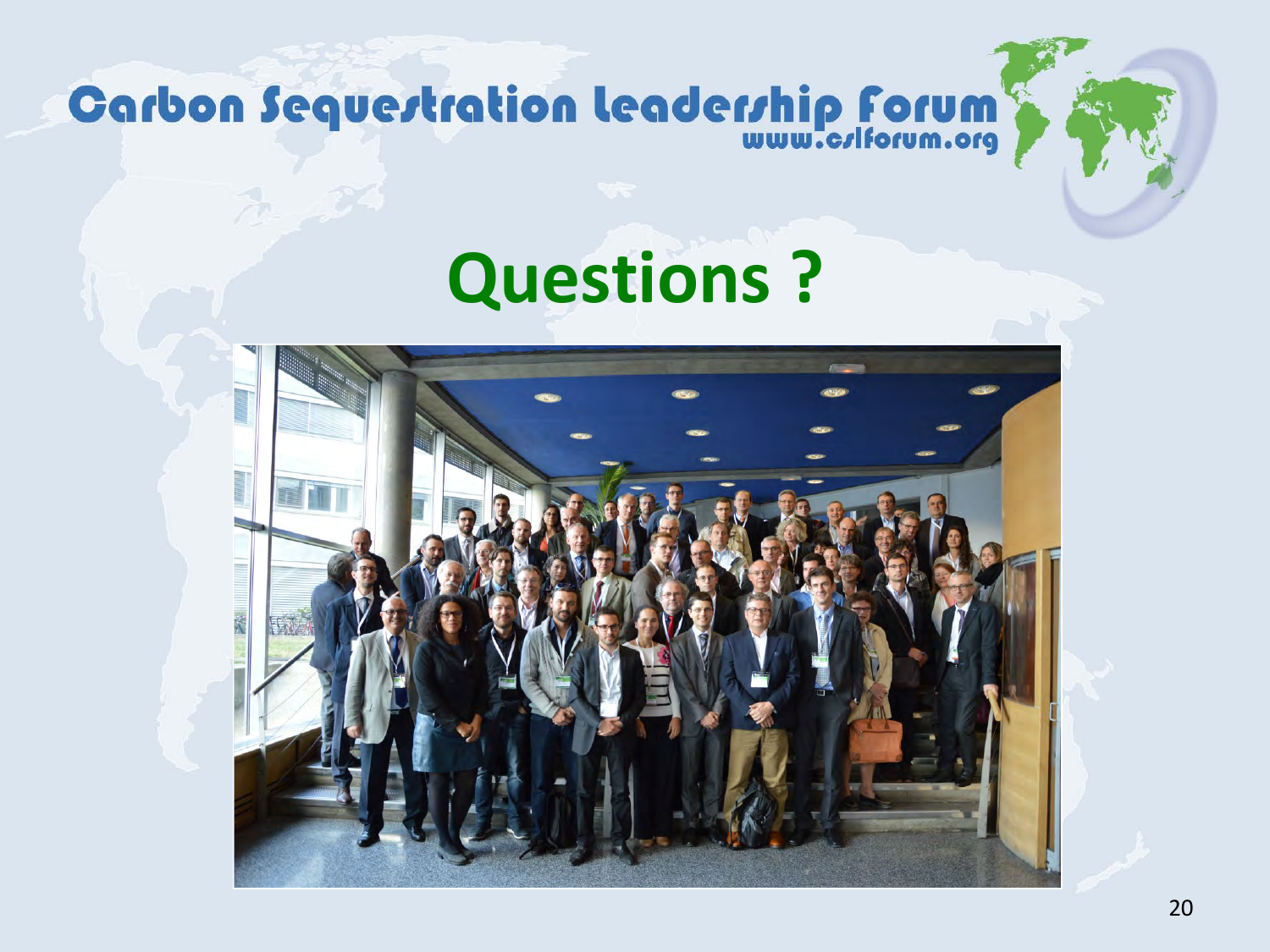Carbon Sequestration Leadership Forum
www.cslforum.org

# Questions ?